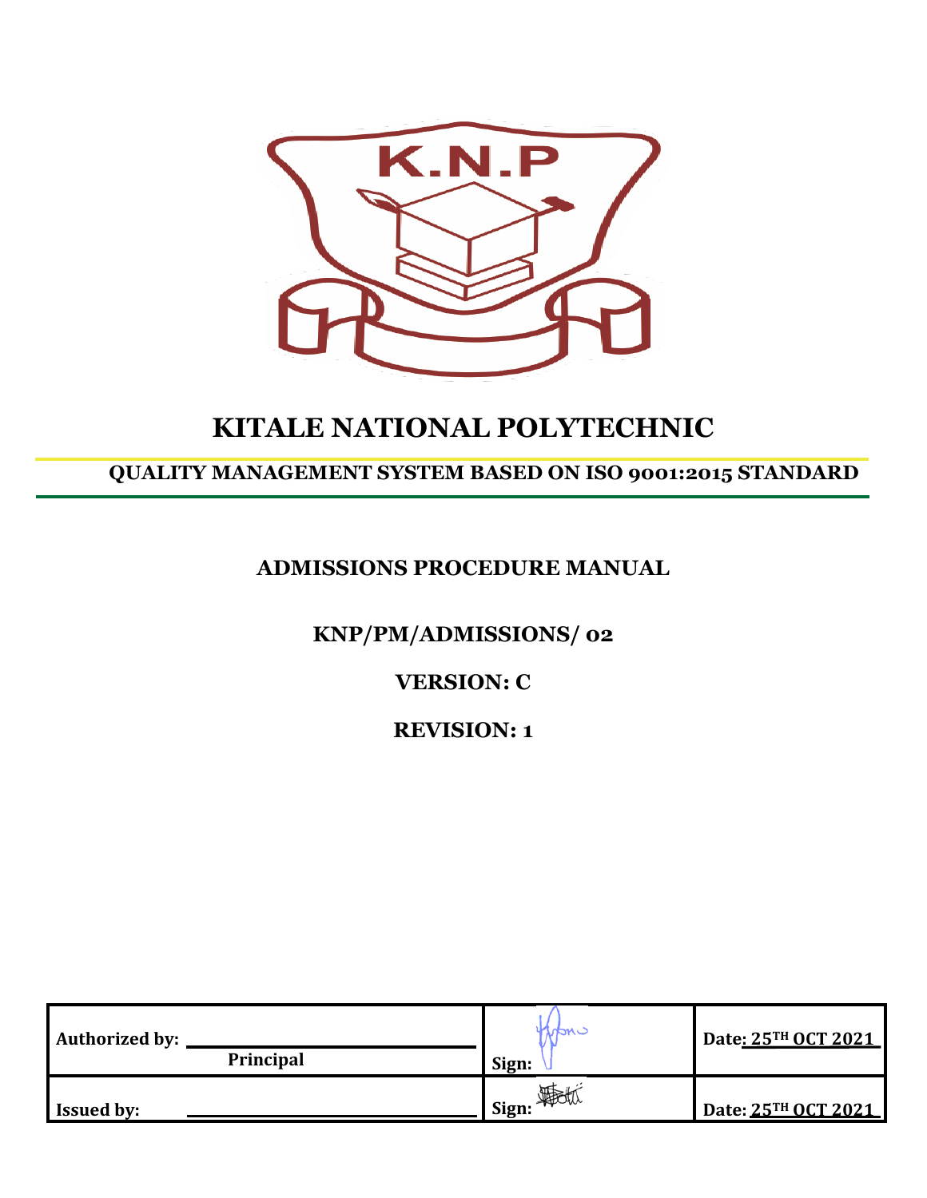K.N.P

# KITALE NATIONAL POLYTECHNIC

## QUALITY MANAGEMENT SYSTEM BASED ON ISO 9001:2015 STANDARD

### ADMISSIONS PROCEDURE MANUAL

**KNP/PM/ADMISSIONS/ 02**

**VERSION: C**

**REVISION: 1**

| | | |
|---|---|---|
| **Authorized by:** Principal | **Sign:** | **Date: 25TH OCT 2021** |
| **Issued by:** | **Sign:** | **Date: 25TH OCT 2021** |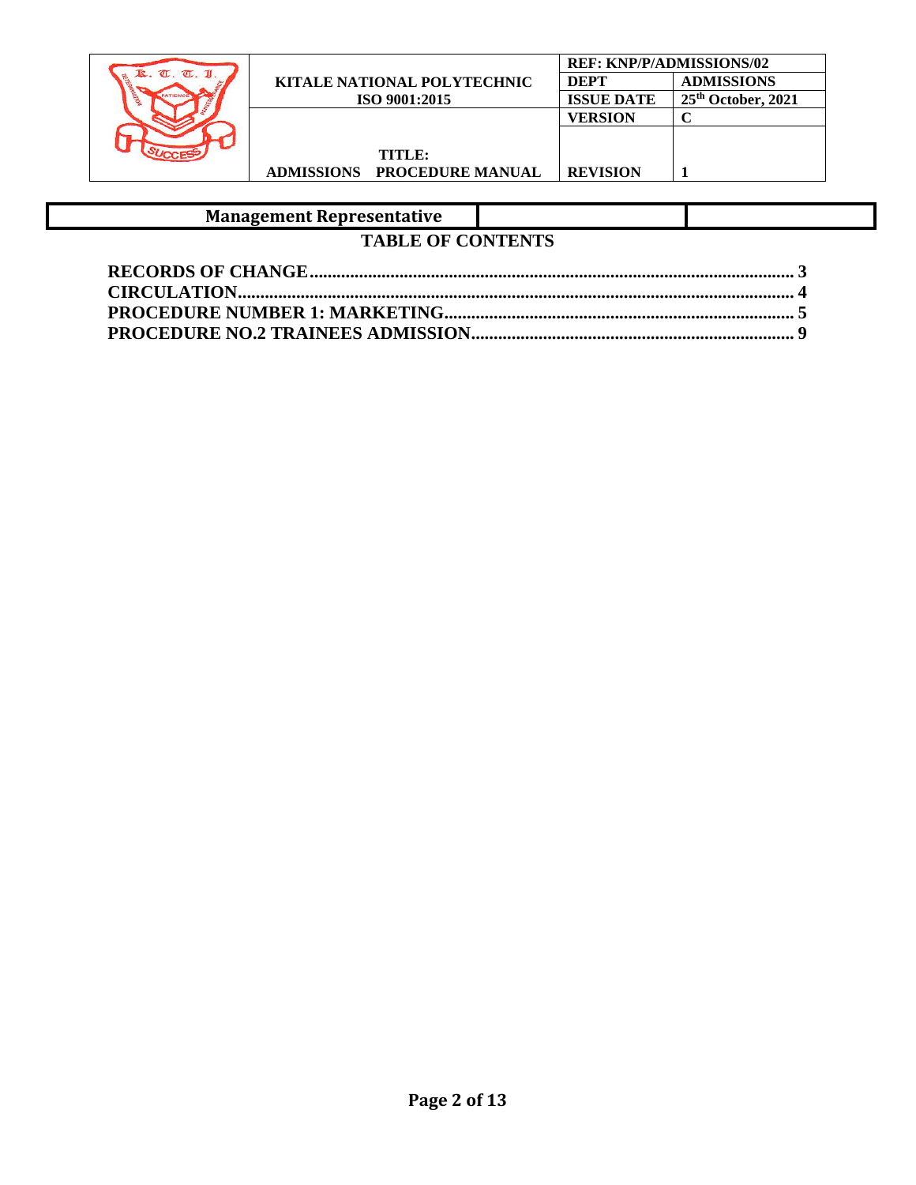| | KITALE NATIONAL POLYTECHNIC<br>ISO 9001:2015 | REF: KNP/P/ADMISSIONS/02 | |
|---|---|---|---|
| | | DEPT | ADMISSIONS |
| | | ISSUE DATE | 25th October, 2021 |
| | | VERSION | C |
| | TITLE:<br>ADMISSIONS PROCEDURE MANUAL | REVISION | 1 |

| Management Representative | | |
|---|---|---|

## TABLE OF CONTENTS

**RECORDS OF CHANGE............................................................ 3**
**CIRCULATION............................................................ 4**
**PROCEDURE NUMBER 1: MARKETING............................................................ 5**
**PROCEDURE NO.2 TRAINEES ADMISSION............................................................ 9**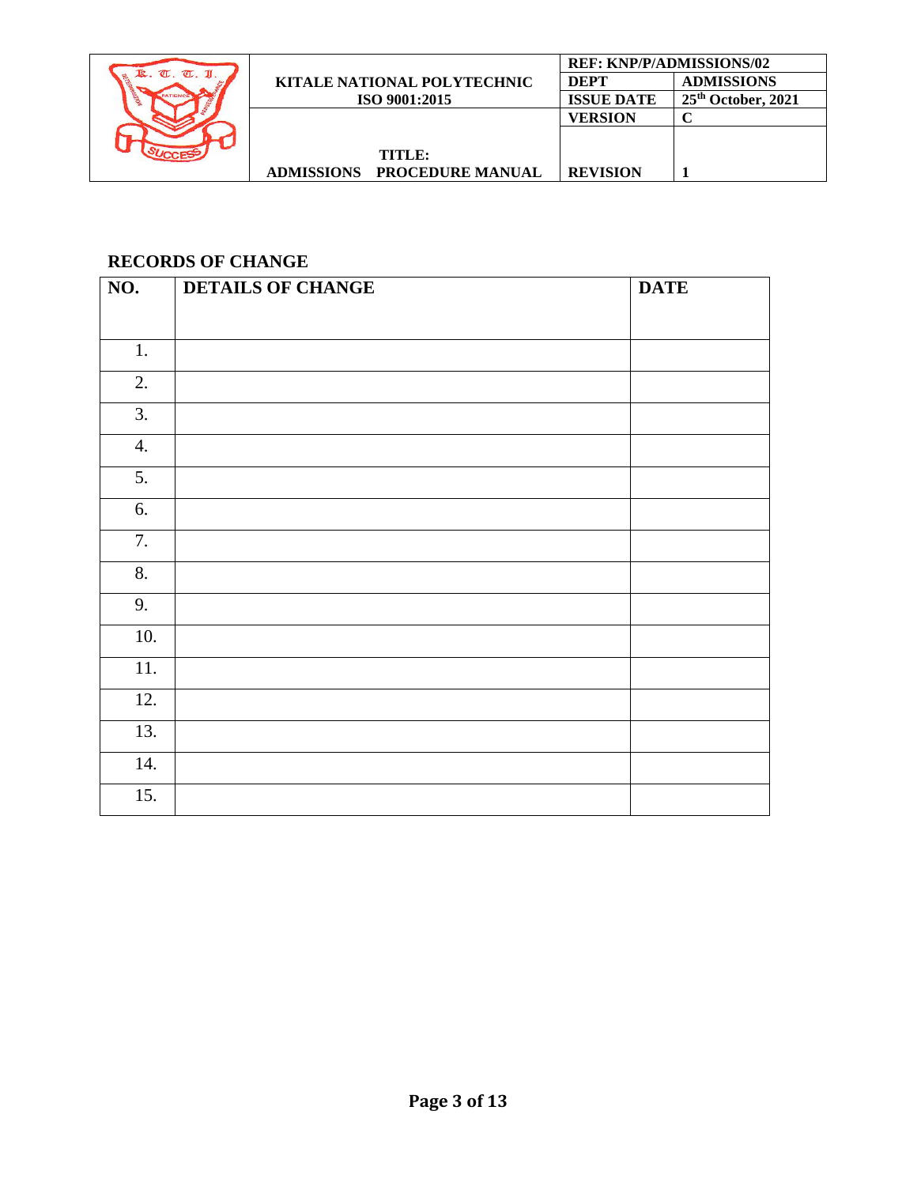## RECORDS OF CHANGE

| NO. | DETAILS OF CHANGE | DATE |
|---|---|---|
| 1. | | |
| 2. | | |
| 3. | | |
| 4. | | |
| 5. | | |
| 6. | | |
| 7. | | |
| 8. | | |
| 9. | | |
| 10. | | |
| 11. | | |
| 12. | | |
| 13. | | |
| 14. | | |
| 15. | | |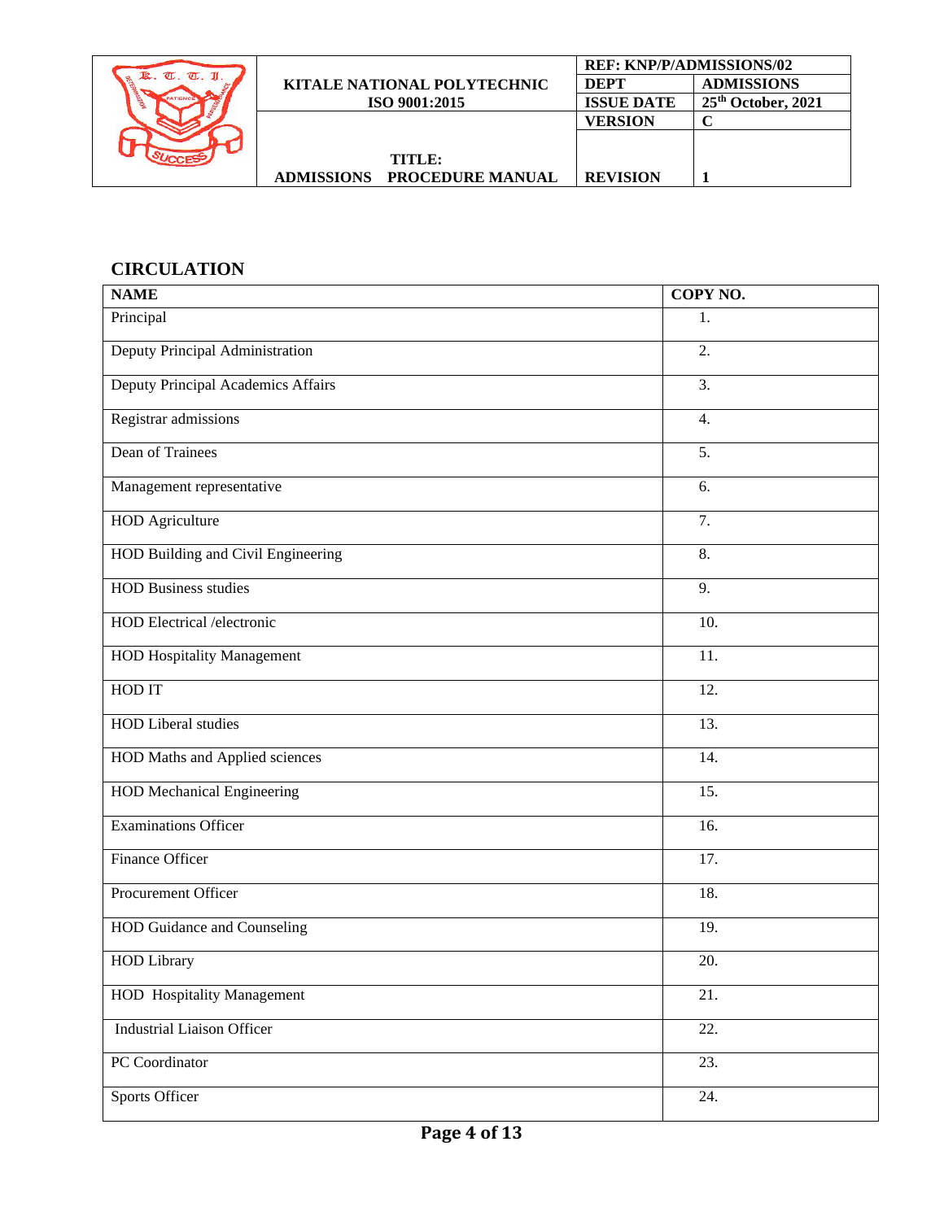## CIRCULATION

| NAME | COPY NO. |
|---|---|
| Principal | 1. |
| Deputy Principal Administration | 2. |
| Deputy Principal Academics Affairs | 3. |
| Registrar admissions | 4. |
| Dean of Trainees | 5. |
| Management representative | 6. |
| HOD Agriculture | 7. |
| HOD Building and Civil Engineering | 8. |
| HOD Business studies | 9. |
| HOD Electrical /electronic | 10. |
| HOD Hospitality Management | 11. |
| HOD IT | 12. |
| HOD Liberal studies | 13. |
| HOD Maths and Applied sciences | 14. |
| HOD Mechanical Engineering | 15. |
| Examinations Officer | 16. |
| Finance Officer | 17. |
| Procurement Officer | 18. |
| HOD Guidance and Counseling | 19. |
| HOD Library | 20. |
| HOD Hospitality Management | 21. |
| Industrial Liaison Officer | 22. |
| PC Coordinator | 23. |
| Sports Officer | 24. |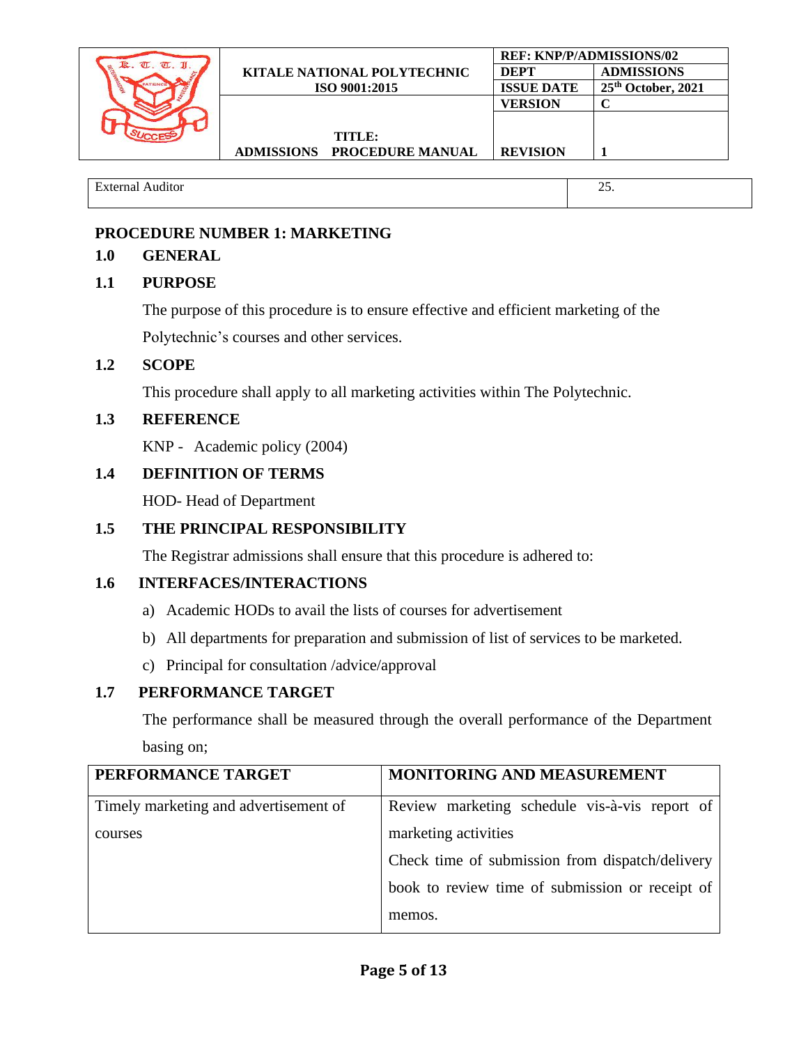| External Auditor | 25. |
|---|---|

## PROCEDURE NUMBER 1: MARKETING

### 1.0 GENERAL

### 1.1 PURPOSE

The purpose of this procedure is to ensure effective and efficient marketing of the Polytechnic's courses and other services.

### 1.2 SCOPE

This procedure shall apply to all marketing activities within The Polytechnic.

### 1.3 REFERENCE

KNP - Academic policy (2004)

### 1.4 DEFINITION OF TERMS

HOD- Head of Department

### 1.5 THE PRINCIPAL RESPONSIBILITY

The Registrar admissions shall ensure that this procedure is adhered to:

### 1.6 INTERFACES/INTERACTIONS

a) Academic HODs to avail the lists of courses for advertisement

b) All departments for preparation and submission of list of services to be marketed.

c) Principal for consultation /advice/approval

### 1.7 PERFORMANCE TARGET

The performance shall be measured through the overall performance of the Department basing on;

| PERFORMANCE TARGET | MONITORING AND MEASUREMENT |
|---|---|
| Timely marketing and advertisement of courses | Review marketing schedule vis-à-vis report of marketing activities<br>Check time of submission from dispatch/delivery book to review time of submission or receipt of memos. |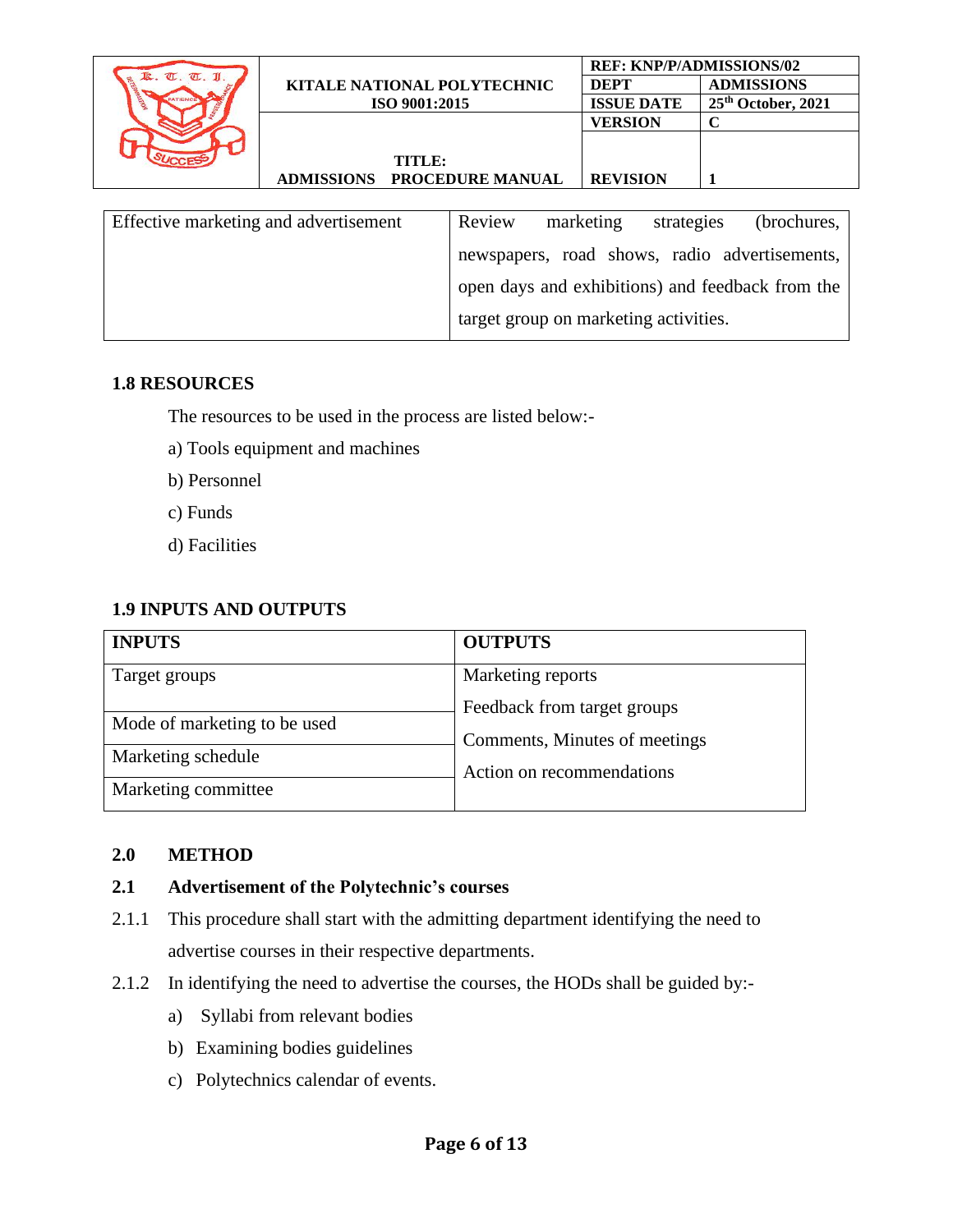| Effective marketing and advertisement | Review marketing strategies (brochures, newspapers, road shows, radio advertisements, open days and exhibitions) and feedback from the target group on marketing activities. |
|---|---|

### 1.8 RESOURCES

The resources to be used in the process are listed below:-

a) Tools equipment and machines

b) Personnel

c) Funds

d) Facilities

### 1.9 INPUTS AND OUTPUTS

| INPUTS | OUTPUTS |
|---|---|
| Target groups | Marketing reports<br>Feedback from target groups<br>Comments, Minutes of meetings<br>Action on recommendations |
| Mode of marketing to be used | |
| Marketing schedule | |
| Marketing committee | |

## 2.0 METHOD

### 2.1 Advertisement of the Polytechnic's courses

2.1.1 This procedure shall start with the admitting department identifying the need to advertise courses in their respective departments.

2.1.2 In identifying the need to advertise the courses, the HODs shall be guided by:-

a) Syllabi from relevant bodies

b) Examining bodies guidelines

c) Polytechnics calendar of events.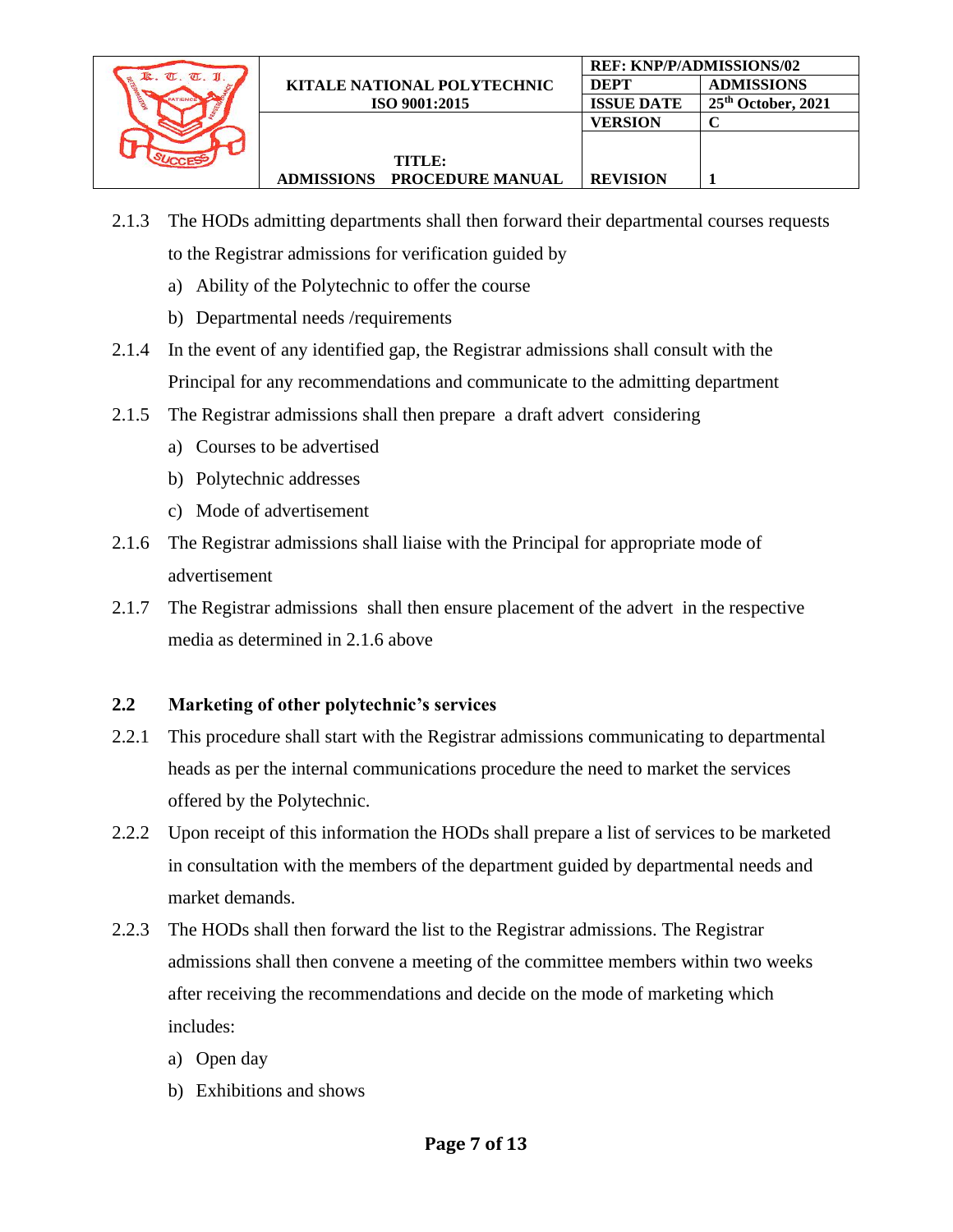2.1.3 The HODs admitting departments shall then forward their departmental courses requests to the Registrar admissions for verification guided by

a) Ability of the Polytechnic to offer the course
b) Departmental needs /requirements

2.1.4 In the event of any identified gap, the Registrar admissions shall consult with the Principal for any recommendations and communicate to the admitting department

2.1.5 The Registrar admissions shall then prepare a draft advert considering

a) Courses to be advertised
b) Polytechnic addresses
c) Mode of advertisement

2.1.6 The Registrar admissions shall liaise with the Principal for appropriate mode of advertisement

2.1.7 The Registrar admissions shall then ensure placement of the advert in the respective media as determined in 2.1.6 above

## 2.2 Marketing of other polytechnic's services

2.2.1 This procedure shall start with the Registrar admissions communicating to departmental heads as per the internal communications procedure the need to market the services offered by the Polytechnic.

2.2.2 Upon receipt of this information the HODs shall prepare a list of services to be marketed in consultation with the members of the department guided by departmental needs and market demands.

2.2.3 The HODs shall then forward the list to the Registrar admissions. The Registrar admissions shall then convene a meeting of the committee members within two weeks after receiving the recommendations and decide on the mode of marketing which includes:

a) Open day
b) Exhibitions and shows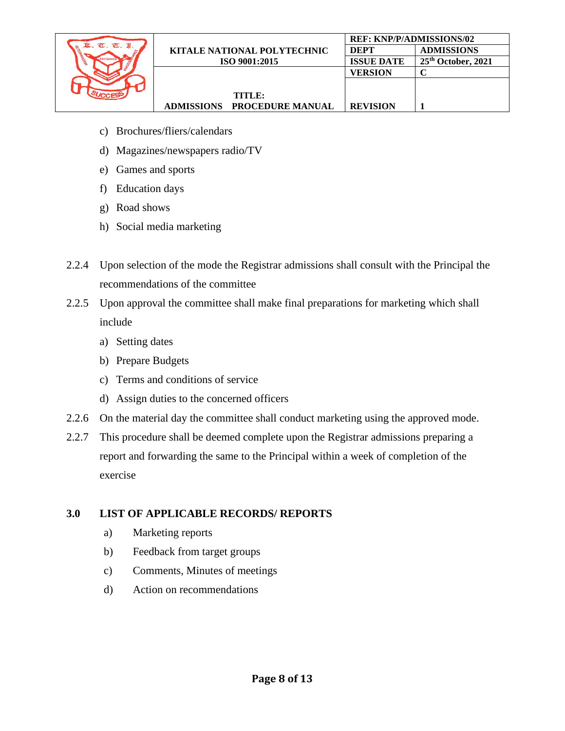c) Brochures/fliers/calendars

d) Magazines/newspapers radio/TV

e) Games and sports

f) Education days

g) Road shows

h) Social media marketing

2.2.4 Upon selection of the mode the Registrar admissions shall consult with the Principal the recommendations of the committee

2.2.5 Upon approval the committee shall make final preparations for marketing which shall include

a) Setting dates

b) Prepare Budgets

c) Terms and conditions of service

d) Assign duties to the concerned officers

2.2.6 On the material day the committee shall conduct marketing using the approved mode.

2.2.7 This procedure shall be deemed complete upon the Registrar admissions preparing a report and forwarding the same to the Principal within a week of completion of the exercise

## 3.0 LIST OF APPLICABLE RECORDS/ REPORTS

a) Marketing reports

b) Feedback from target groups

c) Comments, Minutes of meetings

d) Action on recommendations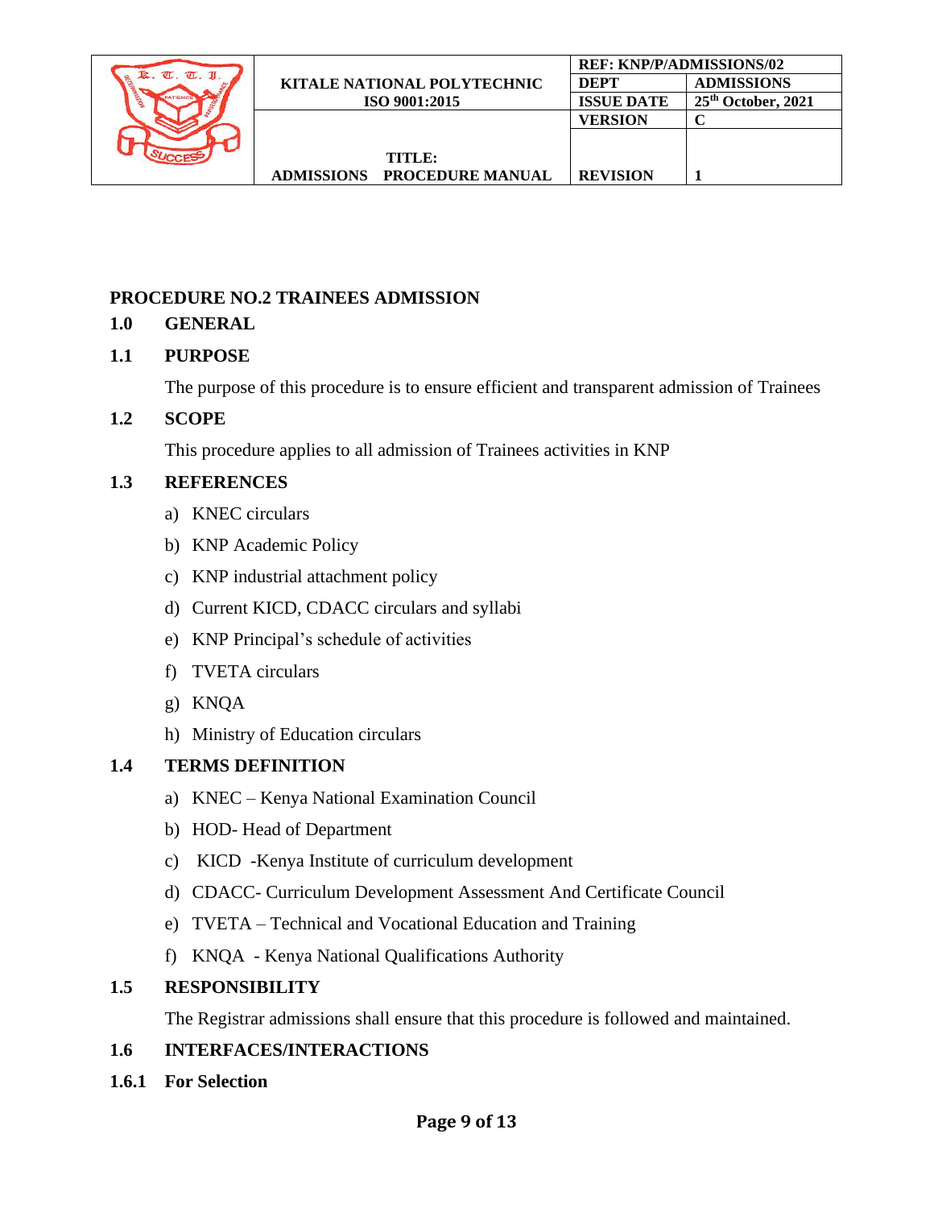## PROCEDURE NO.2 TRAINEES ADMISSION

### 1.0 GENERAL

### 1.1 PURPOSE

The purpose of this procedure is to ensure efficient and transparent admission of Trainees

### 1.2 SCOPE

This procedure applies to all admission of Trainees activities in KNP

### 1.3 REFERENCES

a) KNEC circulars
b) KNP Academic Policy
c) KNP industrial attachment policy
d) Current KICD, CDACC circulars and syllabi
e) KNP Principal's schedule of activities
f) TVETA circulars
g) KNQA
h) Ministry of Education circulars

### 1.4 TERMS DEFINITION

a) KNEC – Kenya National Examination Council
b) HOD- Head of Department
c) KICD -Kenya Institute of curriculum development
d) CDACC- Curriculum Development Assessment And Certificate Council
e) TVETA – Technical and Vocational Education and Training
f) KNQA - Kenya National Qualifications Authority

### 1.5 RESPONSIBILITY

The Registrar admissions shall ensure that this procedure is followed and maintained.

### 1.6 INTERFACES/INTERACTIONS

#### 1.6.1 For Selection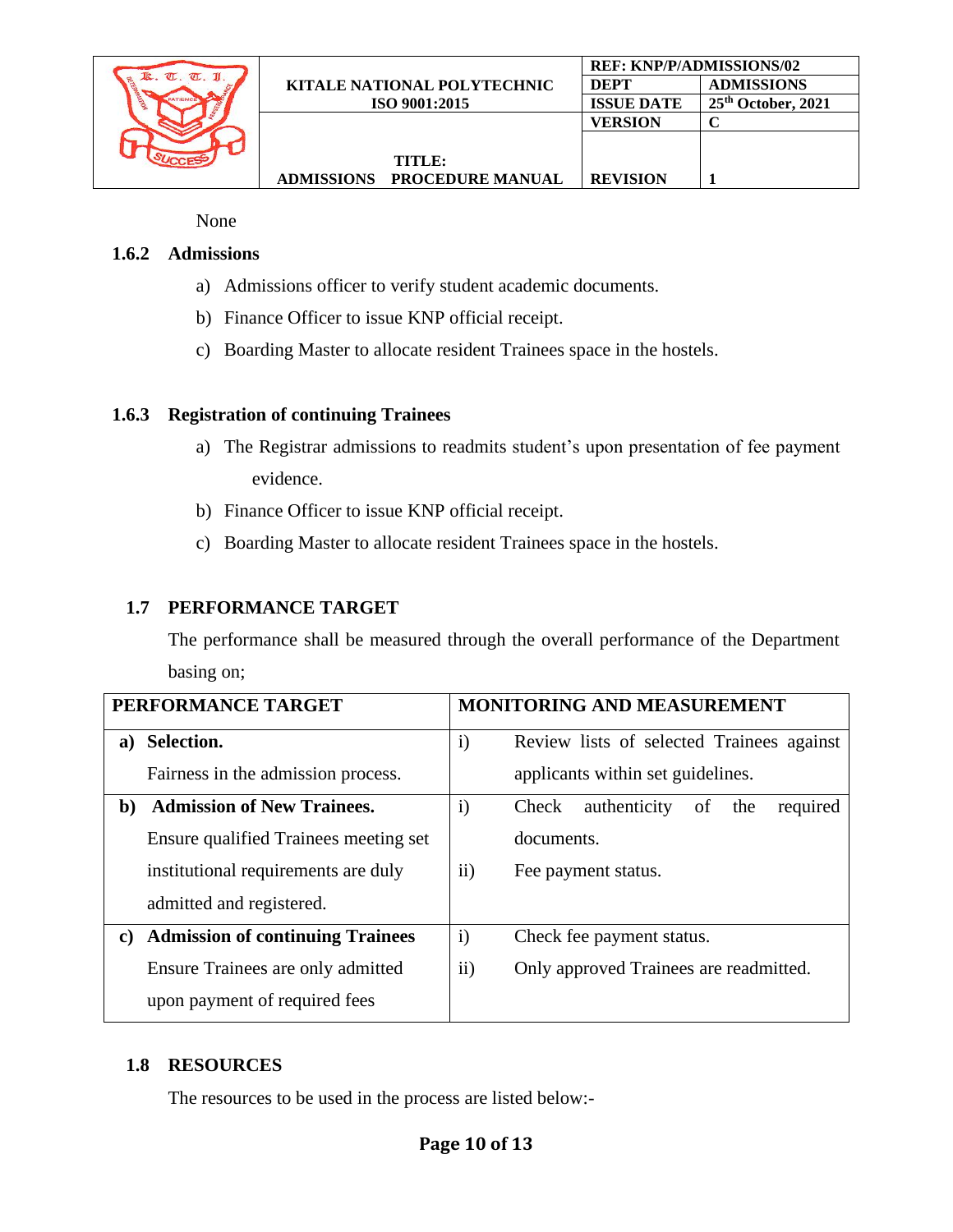None

### 1.6.2 Admissions

a) Admissions officer to verify student academic documents.

b) Finance Officer to issue KNP official receipt.

c) Boarding Master to allocate resident Trainees space in the hostels.

### 1.6.3 Registration of continuing Trainees

a) The Registrar admissions to readmits student's upon presentation of fee payment evidence.

b) Finance Officer to issue KNP official receipt.

c) Boarding Master to allocate resident Trainees space in the hostels.

## 1.7 PERFORMANCE TARGET

The performance shall be measured through the overall performance of the Department basing on;

| PERFORMANCE TARGET | MONITORING AND MEASUREMENT |
|---|---|
| **a) Selection.**<br>Fairness in the admission process. | i) Review lists of selected Trainees against applicants within set guidelines. |
| **b) Admission of New Trainees.**<br>Ensure qualified Trainees meeting set institutional requirements are duly admitted and registered. | i) Check authenticity of the required documents.<br>ii) Fee payment status. |
| **c) Admission of continuing Trainees**<br>Ensure Trainees are only admitted upon payment of required fees | i) Check fee payment status.<br>ii) Only approved Trainees are readmitted. |

## 1.8 RESOURCES

The resources to be used in the process are listed below:-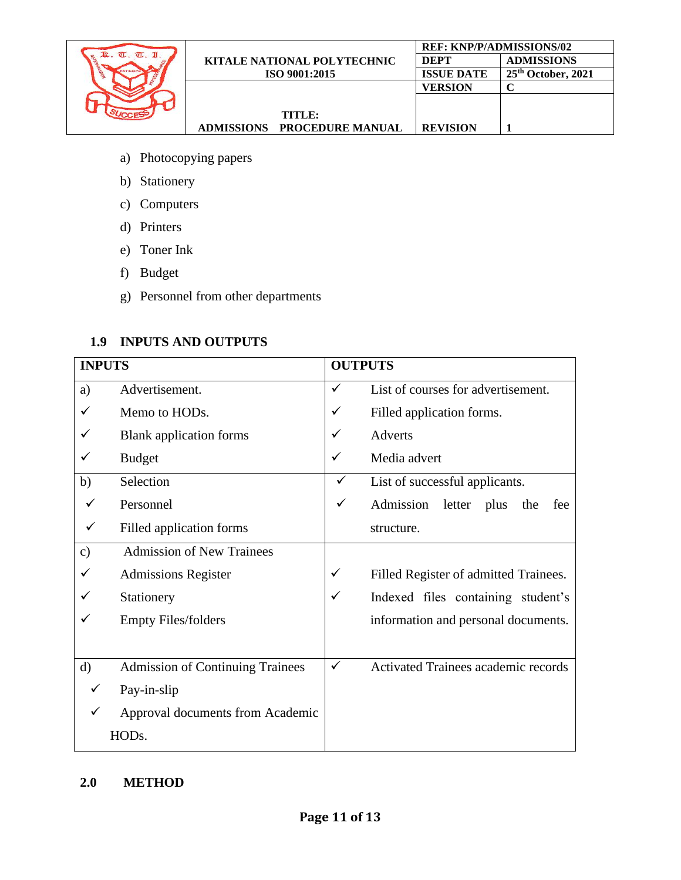a) Photocopying papers
b) Stationery
c) Computers
d) Printers
e) Toner Ink
f) Budget
g) Personnel from other departments

## 1.9 INPUTS AND OUTPUTS

| INPUTS | OUTPUTS |
|---|---|
| a) Advertisement.<br>✓ Memo to HODs.<br>✓ Blank application forms<br>✓ Budget | ✓ List of courses for advertisement.<br>✓ Filled application forms.<br>✓ Adverts<br>✓ Media advert |
| b) Selection<br>✓ Personnel<br>✓ Filled application forms | ✓ List of successful applicants.<br>✓ Admission letter plus the fee structure. |
| c) Admission of New Trainees<br>✓ Admissions Register<br>✓ Stationery<br>✓ Empty Files/folders | ✓ Filled Register of admitted Trainees.<br>✓ Indexed files containing student's information and personal documents. |
| d) Admission of Continuing Trainees<br>✓ Pay-in-slip<br>✓ Approval documents from Academic HODs. | ✓ Activated Trainees academic records |

## 2.0 METHOD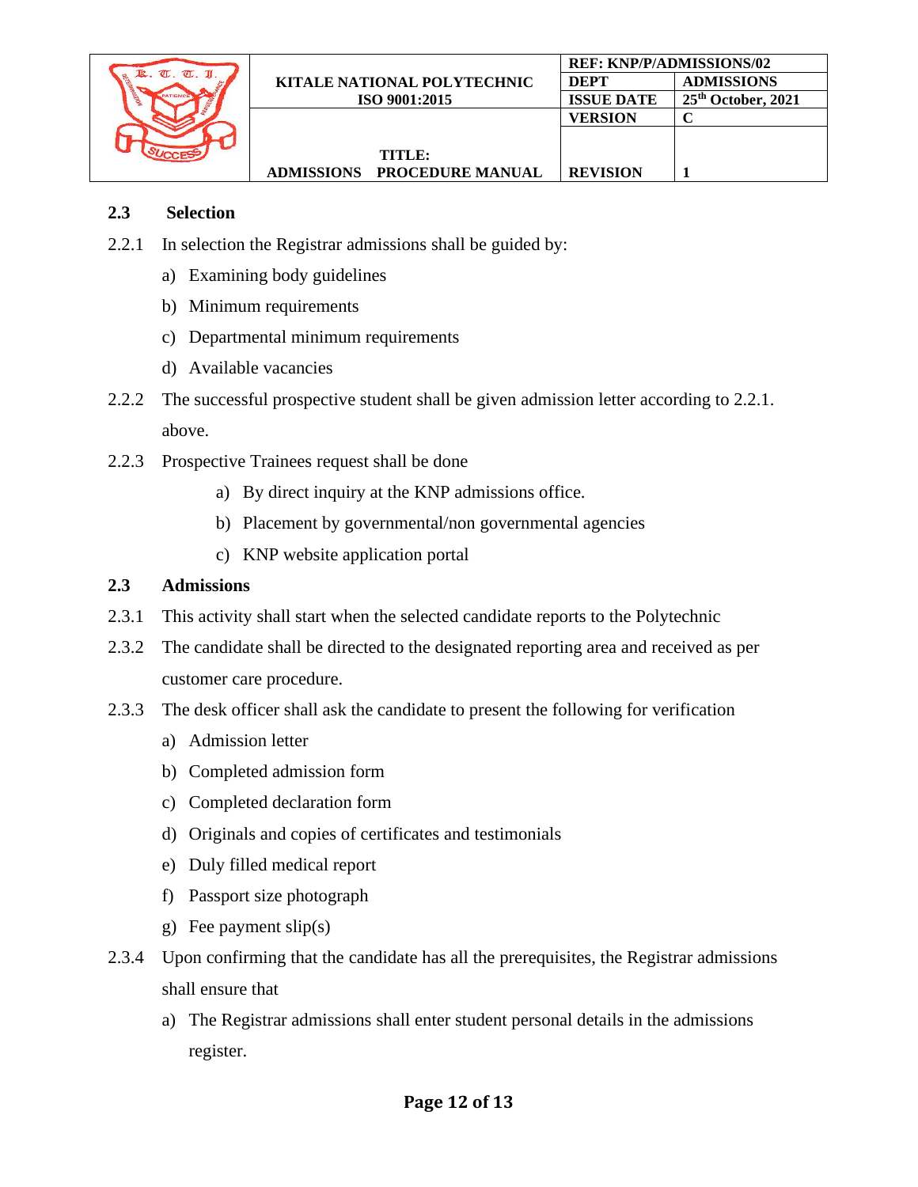**2.3 Selection**

2.2.1 In selection the Registrar admissions shall be guided by:

a) Examining body guidelines
b) Minimum requirements
c) Departmental minimum requirements
d) Available vacancies

2.2.2 The successful prospective student shall be given admission letter according to 2.2.1. above.

2.2.3 Prospective Trainees request shall be done

a) By direct inquiry at the KNP admissions office.
b) Placement by governmental/non governmental agencies
c) KNP website application portal

**2.3 Admissions**

2.3.1 This activity shall start when the selected candidate reports to the Polytechnic

2.3.2 The candidate shall be directed to the designated reporting area and received as per customer care procedure.

2.3.3 The desk officer shall ask the candidate to present the following for verification

a) Admission letter
b) Completed admission form
c) Completed declaration form
d) Originals and copies of certificates and testimonials
e) Duly filled medical report
f) Passport size photograph
g) Fee payment slip(s)

2.3.4 Upon confirming that the candidate has all the prerequisites, the Registrar admissions shall ensure that

a) The Registrar admissions shall enter student personal details in the admissions register.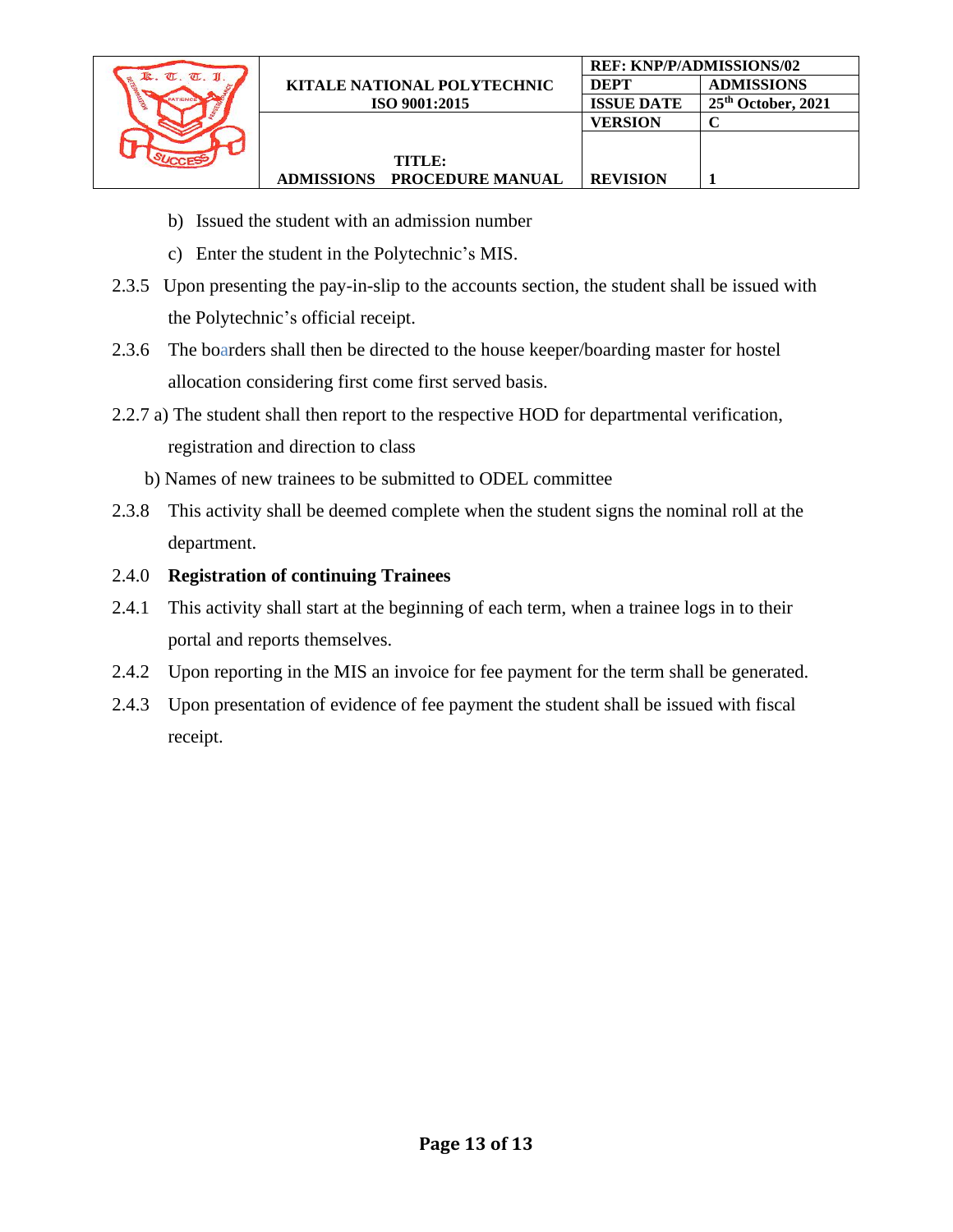b) Issued the student with an admission number

c) Enter the student in the Polytechnic's MIS.

2.3.5 Upon presenting the pay-in-slip to the accounts section, the student shall be issued with the Polytechnic's official receipt.

2.3.6 The boarders shall then be directed to the house keeper/boarding master for hostel allocation considering first come first served basis.

2.2.7 a) The student shall then report to the respective HOD for departmental verification, registration and direction to class

b) Names of new trainees to be submitted to ODEL committee

2.3.8 This activity shall be deemed complete when the student signs the nominal roll at the department.

2.4.0 **Registration of continuing Trainees**

2.4.1 This activity shall start at the beginning of each term, when a trainee logs in to their portal and reports themselves.

2.4.2 Upon reporting in the MIS an invoice for fee payment for the term shall be generated.

2.4.3 Upon presentation of evidence of fee payment the student shall be issued with fiscal receipt.